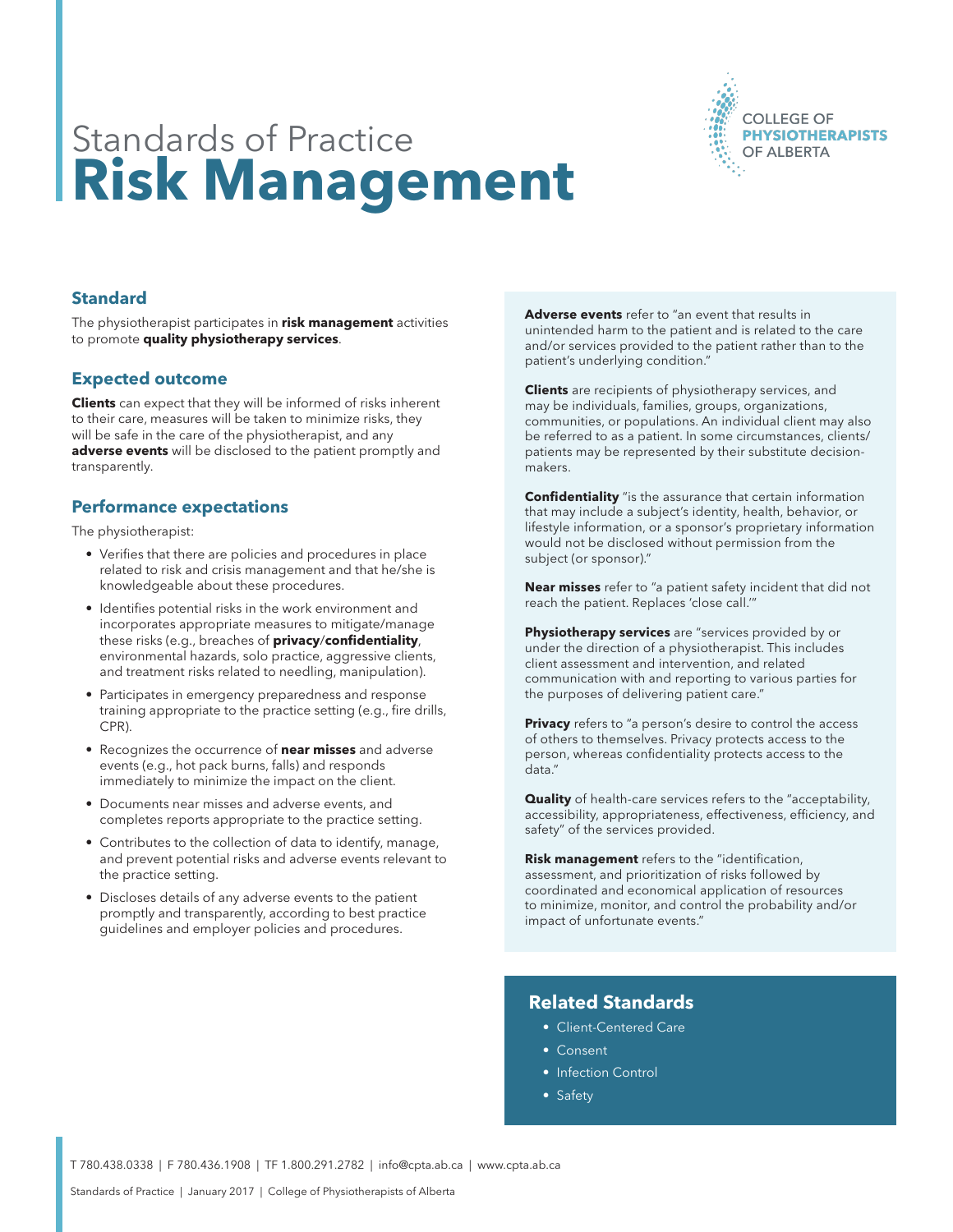# Standards of Practice
# **Risk Management**

COLLEGE OF **PHYSIOTHERAPISTS** OF ALBERTA

## Standard

The physiotherapist participates in **risk management** activities to promote **quality physiotherapy services**.

## Expected outcome

**Clients** can expect that they will be informed of risks inherent to their care, measures will be taken to minimize risks, they will be safe in the care of the physiotherapist, and any **adverse events** will be disclosed to the patient promptly and transparently.

## Performance expectations

The physiotherapist:

- Verifies that there are policies and procedures in place related to risk and crisis management and that he/she is knowledgeable about these procedures.
- Identifies potential risks in the work environment and incorporates appropriate measures to mitigate/manage these risks (e.g., breaches of **privacy**/**confidentiality**, environmental hazards, solo practice, aggressive clients, and treatment risks related to needling, manipulation).
- Participates in emergency preparedness and response training appropriate to the practice setting (e.g., fire drills, CPR).
- Recognizes the occurrence of **near misses** and adverse events (e.g., hot pack burns, falls) and responds immediately to minimize the impact on the client.
- Documents near misses and adverse events, and completes reports appropriate to the practice setting.
- Contributes to the collection of data to identify, manage, and prevent potential risks and adverse events relevant to the practice setting.
- Discloses details of any adverse events to the patient promptly and transparently, according to best practice guidelines and employer policies and procedures.

**Adverse events** refer to "an event that results in unintended harm to the patient and is related to the care and/or services provided to the patient rather than to the patient's underlying condition."

**Clients** are recipients of physiotherapy services, and may be individuals, families, groups, organizations, communities, or populations. An individual client may also be referred to as a patient. In some circumstances, clients/patients may be represented by their substitute decision-makers.

**Confidentiality** "is the assurance that certain information that may include a subject's identity, health, behavior, or lifestyle information, or a sponsor's proprietary information would not be disclosed without permission from the subject (or sponsor)."

**Near misses** refer to "a patient safety incident that did not reach the patient. Replaces 'close call.'"

**Physiotherapy services** are "services provided by or under the direction of a physiotherapist. This includes client assessment and intervention, and related communication with and reporting to various parties for the purposes of delivering patient care."

**Privacy** refers to "a person's desire to control the access of others to themselves. Privacy protects access to the person, whereas confidentiality protects access to the data."

**Quality** of health-care services refers to the "acceptability, accessibility, appropriateness, effectiveness, efficiency, and safety" of the services provided.

**Risk management** refers to the "identification, assessment, and prioritization of risks followed by coordinated and economical application of resources to minimize, monitor, and control the probability and/or impact of unfortunate events."

## Related Standards

- Client-Centered Care
- Consent
- Infection Control
- Safety

T 780.438.0338 | F 780.436.1908 | TF 1.800.291.2782 | info@cpta.ab.ca | www.cpta.ab.ca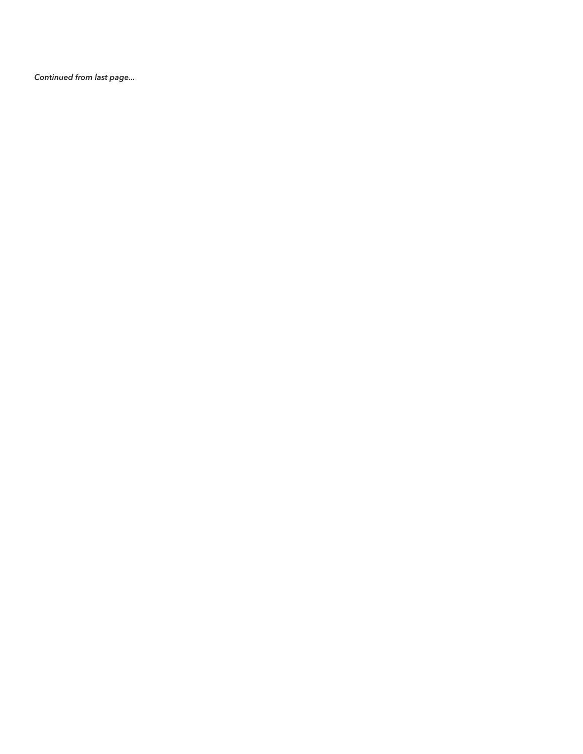*Continued from last page...*